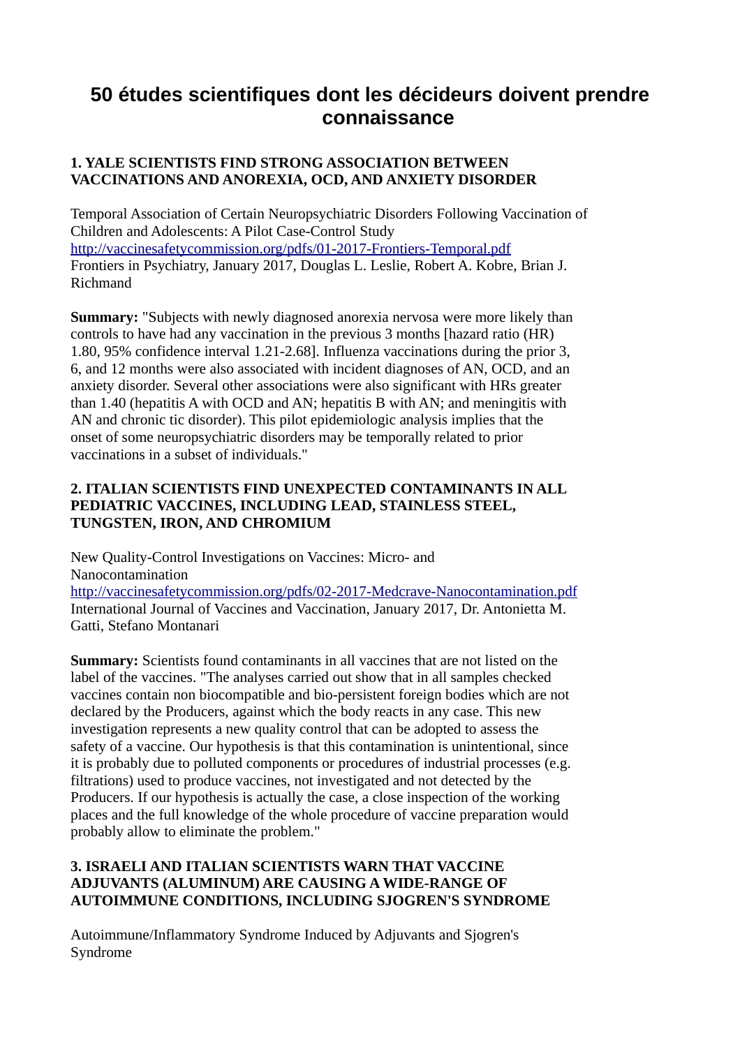# 50 études scientifiques dont les décideurs doivent prendre connaissance

**1. YALE SCIENTISTS FIND STRONG ASSOCIATION BETWEEN VACCINATIONS AND ANOREXIA, OCD, AND ANXIETY DISORDER**

Temporal Association of Certain Neuropsychiatric Disorders Following Vaccination of Children and Adolescents: A Pilot Case-Control Study
http://vaccinesafetycommission.org/pdfs/01-2017-Frontiers-Temporal.pdf
Frontiers in Psychiatry, January 2017, Douglas L. Leslie, Robert A. Kobre, Brian J. Richmand

**Summary:** "Subjects with newly diagnosed anorexia nervosa were more likely than controls to have had any vaccination in the previous 3 months [hazard ratio (HR) 1.80, 95% confidence interval 1.21-2.68]. Influenza vaccinations during the prior 3, 6, and 12 months were also associated with incident diagnoses of AN, OCD, and an anxiety disorder. Several other associations were also significant with HRs greater than 1.40 (hepatitis A with OCD and AN; hepatitis B with AN; and meningitis with AN and chronic tic disorder). This pilot epidemiologic analysis implies that the onset of some neuropsychiatric disorders may be temporally related to prior vaccinations in a subset of individuals."

**2. ITALIAN SCIENTISTS FIND UNEXPECTED CONTAMINANTS IN ALL PEDIATRIC VACCINES, INCLUDING LEAD, STAINLESS STEEL, TUNGSTEN, IRON, AND CHROMIUM**

New Quality-Control Investigations on Vaccines: Micro- and Nanocontamination
http://vaccinesafetycommission.org/pdfs/02-2017-Medcrave-Nanocontamination.pdf
International Journal of Vaccines and Vaccination, January 2017, Dr. Antonietta M. Gatti, Stefano Montanari

**Summary:** Scientists found contaminants in all vaccines that are not listed on the label of the vaccines. "The analyses carried out show that in all samples checked vaccines contain non biocompatible and bio-persistent foreign bodies which are not declared by the Producers, against which the body reacts in any case. This new investigation represents a new quality control that can be adopted to assess the safety of a vaccine. Our hypothesis is that this contamination is unintentional, since it is probably due to polluted components or procedures of industrial processes (e.g. filtrations) used to produce vaccines, not investigated and not detected by the Producers. If our hypothesis is actually the case, a close inspection of the working places and the full knowledge of the whole procedure of vaccine preparation would probably allow to eliminate the problem."

**3. ISRAELI AND ITALIAN SCIENTISTS WARN THAT VACCINE ADJUVANTS (ALUMINUM) ARE CAUSING A WIDE-RANGE OF AUTOIMMUNE CONDITIONS, INCLUDING SJOGREN'S SYNDROME**

Autoimmune/Inflammatory Syndrome Induced by Adjuvants and Sjogren's Syndrome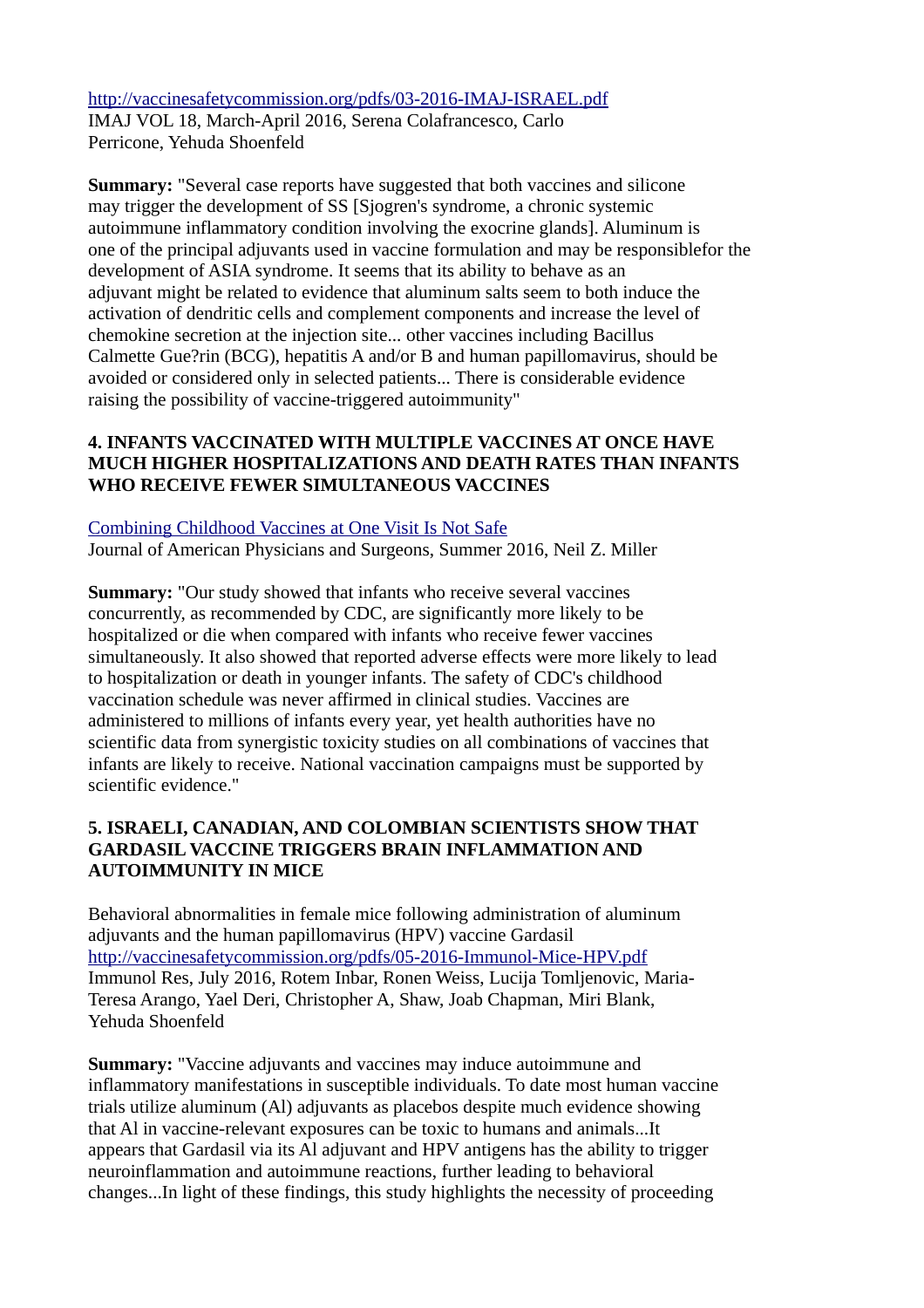http://vaccinesafetycommission.org/pdfs/03-2016-IMAJ-ISRAEL.pdf
IMAJ VOL 18, March-April 2016, Serena Colafrancesco, Carlo Perricone, Yehuda Shoenfeld

**Summary:** "Several case reports have suggested that both vaccines and silicone may trigger the development of SS [Sjogren's syndrome, a chronic systemic autoimmune inflammatory condition involving the exocrine glands]. Aluminum is one of the principal adjuvants used in vaccine formulation and may be responsiblefor the development of ASIA syndrome. It seems that its ability to behave as an adjuvant might be related to evidence that aluminum salts seem to both induce the activation of dendritic cells and complement components and increase the level of chemokine secretion at the injection site... other vaccines including Bacillus Calmette Gue?rin (BCG), hepatitis A and/or B and human papillomavirus, should be avoided or considered only in selected patients... There is considerable evidence raising the possibility of vaccine-triggered autoimmunity"

### 4. INFANTS VACCINATED WITH MULTIPLE VACCINES AT ONCE HAVE MUCH HIGHER HOSPITALIZATIONS AND DEATH RATES THAN INFANTS WHO RECEIVE FEWER SIMULTANEOUS VACCINES

Combining Childhood Vaccines at One Visit Is Not Safe
Journal of American Physicians and Surgeons, Summer 2016, Neil Z. Miller

**Summary:** "Our study showed that infants who receive several vaccines concurrently, as recommended by CDC, are significantly more likely to be hospitalized or die when compared with infants who receive fewer vaccines simultaneously. It also showed that reported adverse effects were more likely to lead to hospitalization or death in younger infants. The safety of CDC's childhood vaccination schedule was never affirmed in clinical studies. Vaccines are administered to millions of infants every year, yet health authorities have no scientific data from synergistic toxicity studies on all combinations of vaccines that infants are likely to receive. National vaccination campaigns must be supported by scientific evidence."

### 5. ISRAELI, CANADIAN, AND COLOMBIAN SCIENTISTS SHOW THAT GARDASIL VACCINE TRIGGERS BRAIN INFLAMMATION AND AUTOIMMUNITY IN MICE

Behavioral abnormalities in female mice following administration of aluminum adjuvants and the human papillomavirus (HPV) vaccine Gardasil
http://vaccinesafetycommission.org/pdfs/05-2016-Immunol-Mice-HPV.pdf
Immunol Res, July 2016, Rotem Inbar, Ronen Weiss, Lucija Tomljenovic, Maria-Teresa Arango, Yael Deri, Christopher A, Shaw, Joab Chapman, Miri Blank, Yehuda Shoenfeld

**Summary:** "Vaccine adjuvants and vaccines may induce autoimmune and inflammatory manifestations in susceptible individuals. To date most human vaccine trials utilize aluminum (Al) adjuvants as placebos despite much evidence showing that Al in vaccine-relevant exposures can be toxic to humans and animals...It appears that Gardasil via its Al adjuvant and HPV antigens has the ability to trigger neuroinflammation and autoimmune reactions, further leading to behavioral changes...In light of these findings, this study highlights the necessity of proceeding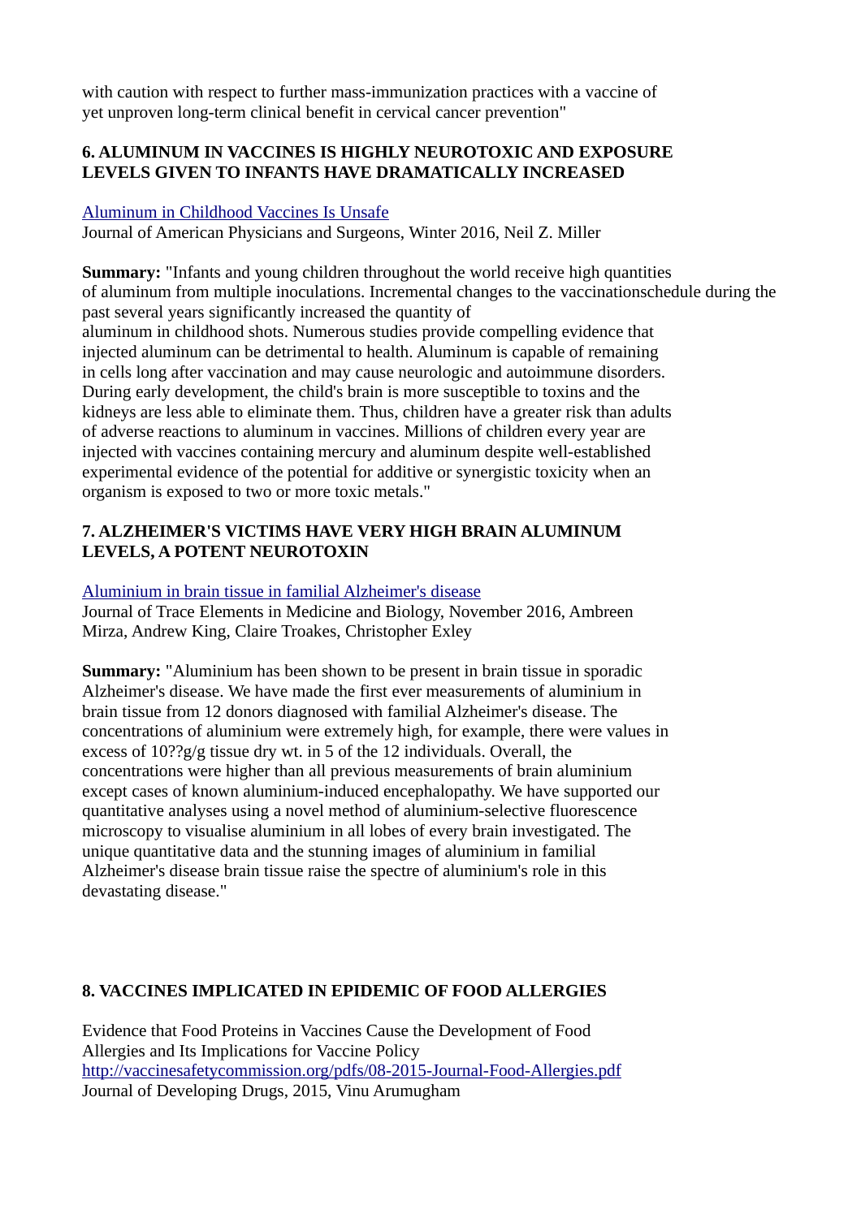with caution with respect to further mass-immunization practices with a vaccine of yet unproven long-term clinical benefit in cervical cancer prevention"

### 6. ALUMINUM IN VACCINES IS HIGHLY NEUROTOXIC AND EXPOSURE LEVELS GIVEN TO INFANTS HAVE DRAMATICALLY INCREASED

Aluminum in Childhood Vaccines Is Unsafe
Journal of American Physicians and Surgeons, Winter 2016, Neil Z. Miller

**Summary:** "Infants and young children throughout the world receive high quantities of aluminum from multiple inoculations. Incremental changes to the vaccinationschedule during the past several years significantly increased the quantity of aluminum in childhood shots. Numerous studies provide compelling evidence that injected aluminum can be detrimental to health. Aluminum is capable of remaining in cells long after vaccination and may cause neurologic and autoimmune disorders. During early development, the child's brain is more susceptible to toxins and the kidneys are less able to eliminate them. Thus, children have a greater risk than adults of adverse reactions to aluminum in vaccines. Millions of children every year are injected with vaccines containing mercury and aluminum despite well-established experimental evidence of the potential for additive or synergistic toxicity when an organism is exposed to two or more toxic metals."

### 7. ALZHEIMER'S VICTIMS HAVE VERY HIGH BRAIN ALUMINUM LEVELS, A POTENT NEUROTOXIN

Aluminium in brain tissue in familial Alzheimer's disease
Journal of Trace Elements in Medicine and Biology, November 2016, Ambreen Mirza, Andrew King, Claire Troakes, Christopher Exley

**Summary:** "Aluminium has been shown to be present in brain tissue in sporadic Alzheimer's disease. We have made the first ever measurements of aluminium in brain tissue from 12 donors diagnosed with familial Alzheimer's disease. The concentrations of aluminium were extremely high, for example, there were values in excess of 10??g/g tissue dry wt. in 5 of the 12 individuals. Overall, the concentrations were higher than all previous measurements of brain aluminium except cases of known aluminium-induced encephalopathy. We have supported our quantitative analyses using a novel method of aluminium-selective fluorescence microscopy to visualise aluminium in all lobes of every brain investigated. The unique quantitative data and the stunning images of aluminium in familial Alzheimer's disease brain tissue raise the spectre of aluminium's role in this devastating disease."

### 8. VACCINES IMPLICATED IN EPIDEMIC OF FOOD ALLERGIES

Evidence that Food Proteins in Vaccines Cause the Development of Food Allergies and Its Implications for Vaccine Policy
http://vaccinesafetycommission.org/pdfs/08-2015-Journal-Food-Allergies.pdf
Journal of Developing Drugs, 2015, Vinu Arumugham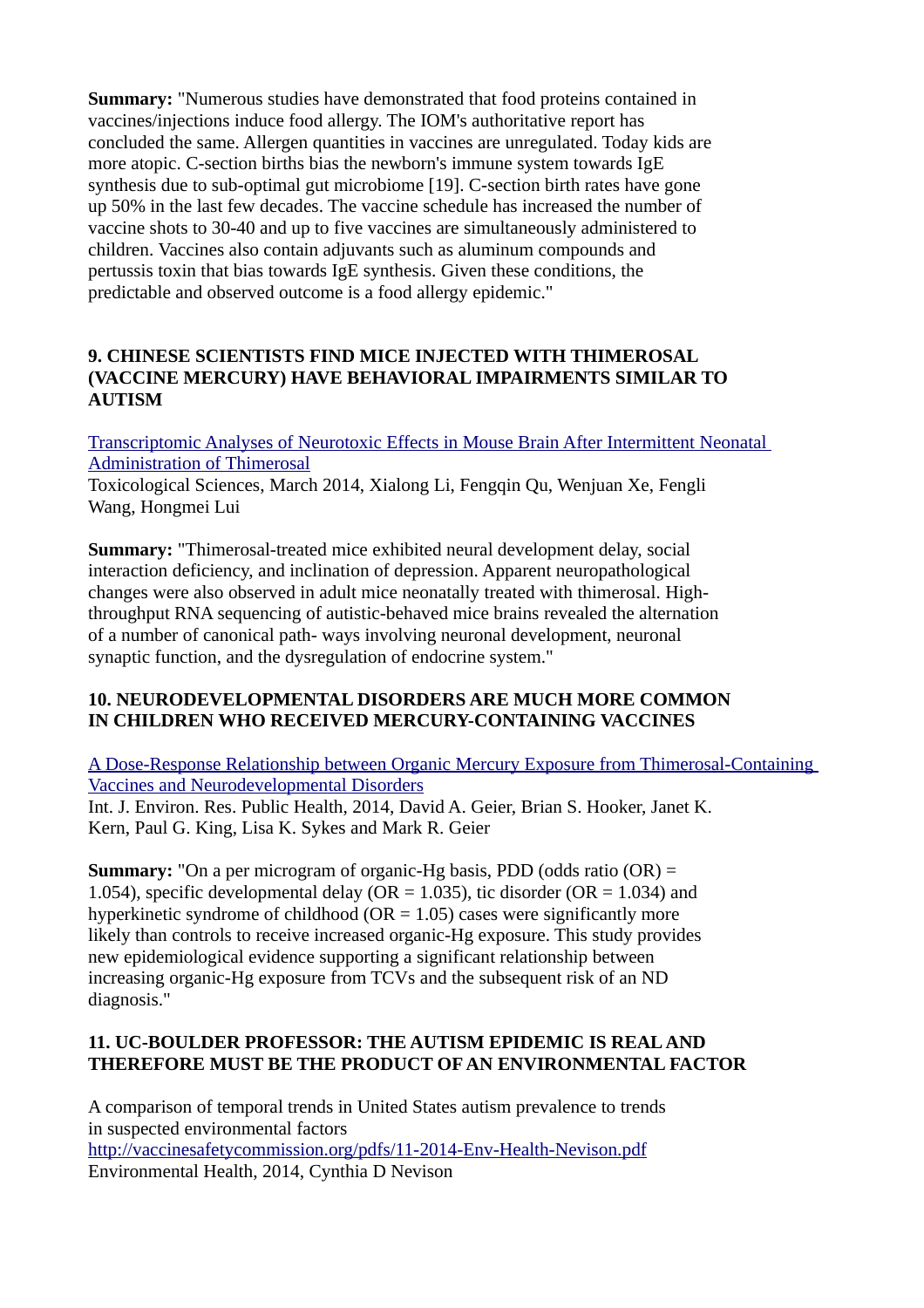**Summary:** "Numerous studies have demonstrated that food proteins contained in vaccines/injections induce food allergy. The IOM's authoritative report has concluded the same. Allergen quantities in vaccines are unregulated. Today kids are more atopic. C-section births bias the newborn's immune system towards IgE synthesis due to sub-optimal gut microbiome [19]. C-section birth rates have gone up 50% in the last few decades. The vaccine schedule has increased the number of vaccine shots to 30-40 and up to five vaccines are simultaneously administered to children. Vaccines also contain adjuvants such as aluminum compounds and pertussis toxin that bias towards IgE synthesis. Given these conditions, the predictable and observed outcome is a food allergy epidemic."

**9. CHINESE SCIENTISTS FIND MICE INJECTED WITH THIMEROSAL (VACCINE MERCURY) HAVE BEHAVIORAL IMPAIRMENTS SIMILAR TO AUTISM**

Transcriptomic Analyses of Neurotoxic Effects in Mouse Brain After Intermittent Neonatal Administration of Thimerosal
Toxicological Sciences, March 2014, Xialong Li, Fengqin Qu, Wenjuan Xe, Fengli Wang, Hongmei Lui

**Summary:** "Thimerosal-treated mice exhibited neural development delay, social interaction deficiency, and inclination of depression. Apparent neuropathological changes were also observed in adult mice neonatally treated with thimerosal. High-throughput RNA sequencing of autistic-behaved mice brains revealed the alternation of a number of canonical path- ways involving neuronal development, neuronal synaptic function, and the dysregulation of endocrine system."

**10. NEURODEVELOPMENTAL DISORDERS ARE MUCH MORE COMMON IN CHILDREN WHO RECEIVED MERCURY-CONTAINING VACCINES**

A Dose-Response Relationship between Organic Mercury Exposure from Thimerosal-Containing Vaccines and Neurodevelopmental Disorders
Int. J. Environ. Res. Public Health, 2014, David A. Geier, Brian S. Hooker, Janet K. Kern, Paul G. King, Lisa K. Sykes and Mark R. Geier

**Summary:** "On a per microgram of organic-Hg basis, PDD (odds ratio (OR) = 1.054), specific developmental delay (OR = 1.035), tic disorder (OR = 1.034) and hyperkinetic syndrome of childhood (OR = 1.05) cases were significantly more likely than controls to receive increased organic-Hg exposure. This study provides new epidemiological evidence supporting a significant relationship between increasing organic-Hg exposure from TCVs and the subsequent risk of an ND diagnosis."

**11. UC-BOULDER PROFESSOR: THE AUTISM EPIDEMIC IS REAL AND THEREFORE MUST BE THE PRODUCT OF AN ENVIRONMENTAL FACTOR**

A comparison of temporal trends in United States autism prevalence to trends in suspected environmental factors
http://vaccinesafetycommission.org/pdfs/11-2014-Env-Health-Nevison.pdf
Environmental Health, 2014, Cynthia D Nevison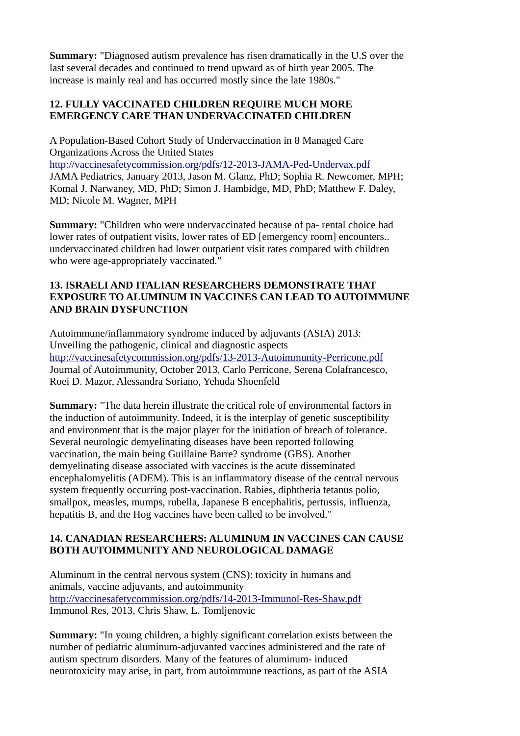**Summary:** "Diagnosed autism prevalence has risen dramatically in the U.S over the last several decades and continued to trend upward as of birth year 2005. The increase is mainly real and has occurred mostly since the late 1980s."

**12. FULLY VACCINATED CHILDREN REQUIRE MUCH MORE EMERGENCY CARE THAN UNDERVACCINATED CHILDREN**

A Population-Based Cohort Study of Undervaccination in 8 Managed Care Organizations Across the United States
http://vaccinesafetycommission.org/pdfs/12-2013-JAMA-Ped-Undervax.pdf
JAMA Pediatrics, January 2013, Jason M. Glanz, PhD; Sophia R. Newcomer, MPH; Komal J. Narwaney, MD, PhD; Simon J. Hambidge, MD, PhD; Matthew F. Daley, MD; Nicole M. Wagner, MPH

**Summary:** "Children who were undervaccinated because of pa- rental choice had lower rates of outpatient visits, lower rates of ED [emergency room] encounters.. undervaccinated children had lower outpatient visit rates compared with children who were age-appropriately vaccinated."

**13. ISRAELI AND ITALIAN RESEARCHERS DEMONSTRATE THAT EXPOSURE TO ALUMINUM IN VACCINES CAN LEAD TO AUTOIMMUNE AND BRAIN DYSFUNCTION**

Autoimmune/inflammatory syndrome induced by adjuvants (ASIA) 2013: Unveiling the pathogenic, clinical and diagnostic aspects
http://vaccinesafetycommission.org/pdfs/13-2013-Autoimmunity-Perricone.pdf
Journal of Autoimmunity, October 2013, Carlo Perricone, Serena Colafrancesco, Roei D. Mazor, Alessandra Soriano, Yehuda Shoenfeld

**Summary:** "The data herein illustrate the critical role of environmental factors in the induction of autoimmunity. Indeed, it is the interplay of genetic susceptibility and environment that is the major player for the initiation of breach of tolerance. Several neurologic demyelinating diseases have been reported following vaccination, the main being Guillaine Barre? syndrome (GBS). Another demyelinating disease associated with vaccines is the acute disseminated encephalomyelitis (ADEM). This is an inflammatory disease of the central nervous system frequently occurring post-vaccination. Rabies, diphtheria tetanus polio, smallpox, measles, mumps, rubella, Japanese B encephalitis, pertussis, influenza, hepatitis B, and the Hog vaccines have been called to be involved."

**14. CANADIAN RESEARCHERS: ALUMINUM IN VACCINES CAN CAUSE BOTH AUTOIMMUNITY AND NEUROLOGICAL DAMAGE**

Aluminum in the central nervous system (CNS): toxicity in humans and animals, vaccine adjuvants, and autoimmunity
http://vaccinesafetycommission.org/pdfs/14-2013-Immunol-Res-Shaw.pdf
Immunol Res, 2013, Chris Shaw, L. Tomljenovic

**Summary:** "In young children, a highly significant correlation exists between the number of pediatric aluminum-adjuvanted vaccines administered and the rate of autism spectrum disorders. Many of the features of aluminum- induced neurotoxicity may arise, in part, from autoimmune reactions, as part of the ASIA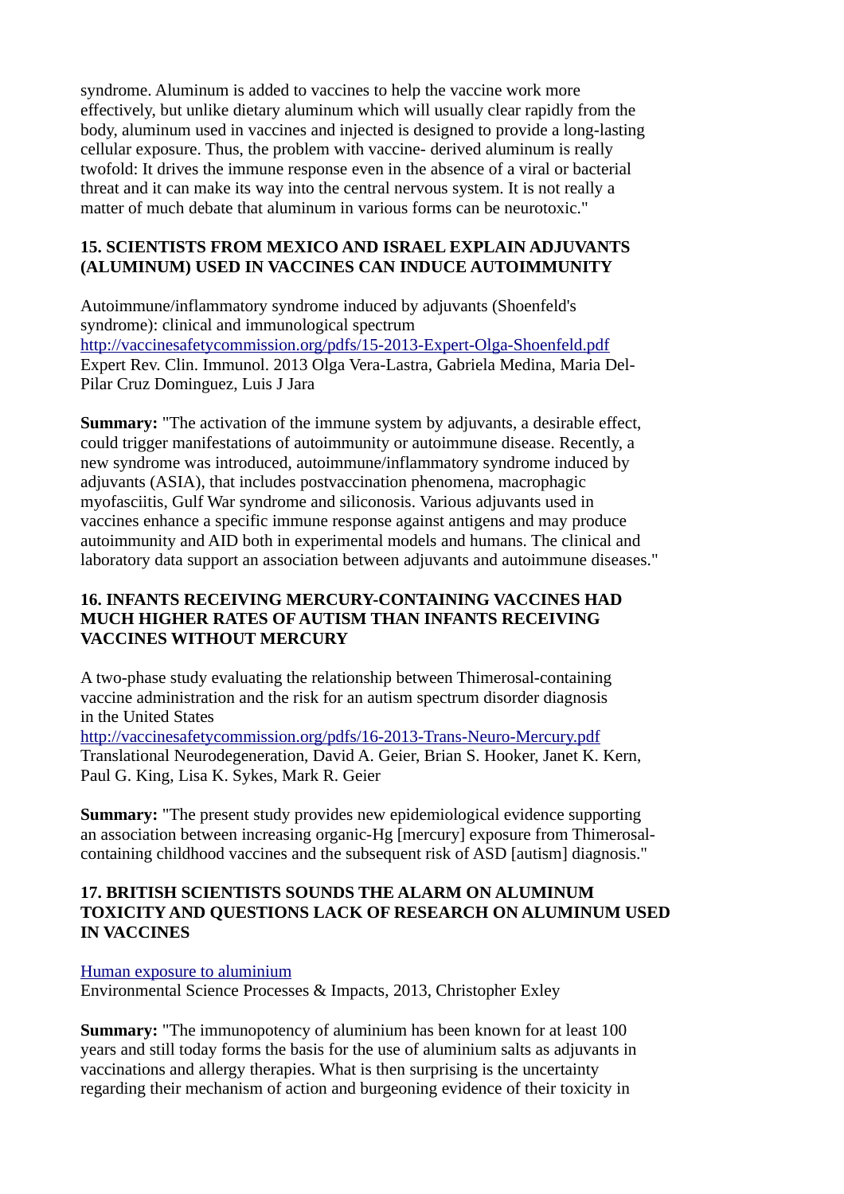syndrome. Aluminum is added to vaccines to help the vaccine work more effectively, but unlike dietary aluminum which will usually clear rapidly from the body, aluminum used in vaccines and injected is designed to provide a long-lasting cellular exposure. Thus, the problem with vaccine- derived aluminum is really twofold: It drives the immune response even in the absence of a viral or bacterial threat and it can make its way into the central nervous system. It is not really a matter of much debate that aluminum in various forms can be neurotoxic."

**15. SCIENTISTS FROM MEXICO AND ISRAEL EXPLAIN ADJUVANTS (ALUMINUM) USED IN VACCINES CAN INDUCE AUTOIMMUNITY**

Autoimmune/inflammatory syndrome induced by adjuvants (Shoenfeld's syndrome): clinical and immunological spectrum
http://vaccinesafetycommission.org/pdfs/15-2013-Expert-Olga-Shoenfeld.pdf
Expert Rev. Clin. Immunol. 2013 Olga Vera-Lastra, Gabriela Medina, Maria Del-Pilar Cruz Dominguez, Luis J Jara

**Summary:** "The activation of the immune system by adjuvants, a desirable effect, could trigger manifestations of autoimmunity or autoimmune disease. Recently, a new syndrome was introduced, autoimmune/inflammatory syndrome induced by adjuvants (ASIA), that includes postvaccination phenomena, macrophagic myofasciitis, Gulf War syndrome and siliconosis. Various adjuvants used in vaccines enhance a specific immune response against antigens and may produce autoimmunity and AID both in experimental models and humans. The clinical and laboratory data support an association between adjuvants and autoimmune diseases."

**16. INFANTS RECEIVING MERCURY-CONTAINING VACCINES HAD MUCH HIGHER RATES OF AUTISM THAN INFANTS RECEIVING VACCINES WITHOUT MERCURY**

A two-phase study evaluating the relationship between Thimerosal-containing vaccine administration and the risk for an autism spectrum disorder diagnosis in the United States
http://vaccinesafetycommission.org/pdfs/16-2013-Trans-Neuro-Mercury.pdf
Translational Neurodegeneration, David A. Geier, Brian S. Hooker, Janet K. Kern, Paul G. King, Lisa K. Sykes, Mark R. Geier

**Summary:** "The present study provides new epidemiological evidence supporting an association between increasing organic-Hg [mercury] exposure from Thimerosal-containing childhood vaccines and the subsequent risk of ASD [autism] diagnosis."

**17. BRITISH SCIENTISTS SOUNDS THE ALARM ON ALUMINUM TOXICITY AND QUESTIONS LACK OF RESEARCH ON ALUMINUM USED IN VACCINES**

Human exposure to aluminium
Environmental Science Processes & Impacts, 2013, Christopher Exley

**Summary:** "The immunopotency of aluminium has been known for at least 100 years and still today forms the basis for the use of aluminium salts as adjuvants in vaccinations and allergy therapies. What is then surprising is the uncertainty regarding their mechanism of action and burgeoning evidence of their toxicity in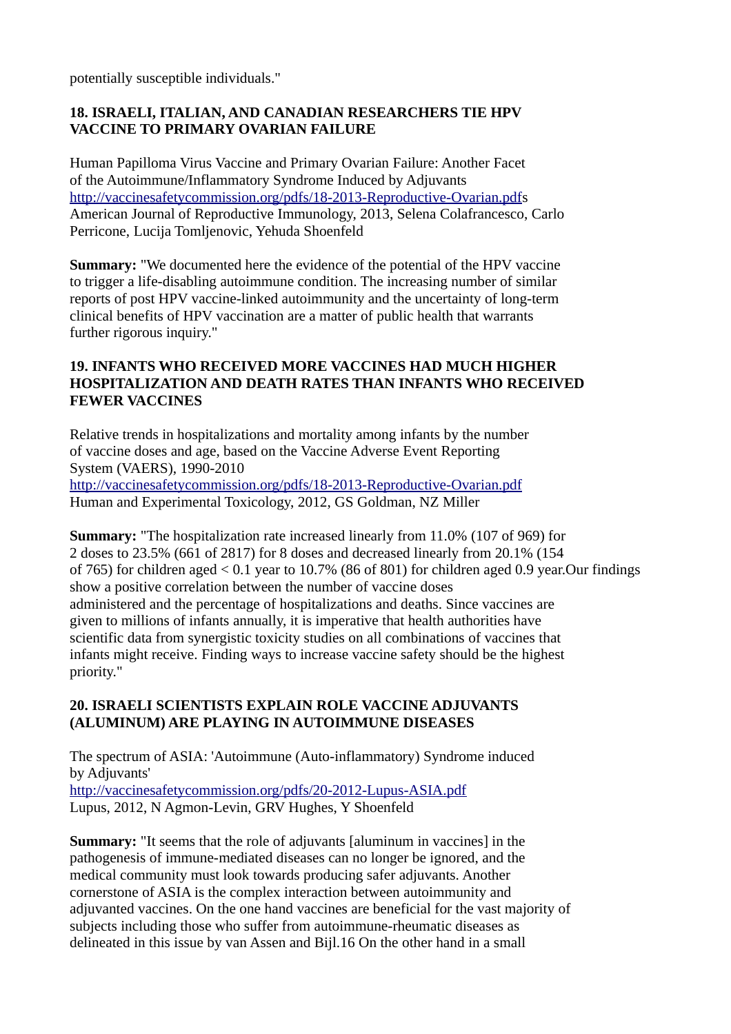potentially susceptible individuals."

**18. ISRAELI, ITALIAN, AND CANADIAN RESEARCHERS TIE HPV VACCINE TO PRIMARY OVARIAN FAILURE**

Human Papilloma Virus Vaccine and Primary Ovarian Failure: Another Facet of the Autoimmune/Inflammatory Syndrome Induced by Adjuvants
http://vaccinesafetycommission.org/pdfs/18-2013-Reproductive-Ovarian.pdfs
American Journal of Reproductive Immunology, 2013, Selena Colafrancesco, Carlo Perricone, Lucija Tomljenovic, Yehuda Shoenfeld

**Summary:** "We documented here the evidence of the potential of the HPV vaccine to trigger a life-disabling autoimmune condition. The increasing number of similar reports of post HPV vaccine-linked autoimmunity and the uncertainty of long-term clinical benefits of HPV vaccination are a matter of public health that warrants further rigorous inquiry."

**19. INFANTS WHO RECEIVED MORE VACCINES HAD MUCH HIGHER HOSPITALIZATION AND DEATH RATES THAN INFANTS WHO RECEIVED FEWER VACCINES**

Relative trends in hospitalizations and mortality among infants by the number of vaccine doses and age, based on the Vaccine Adverse Event Reporting System (VAERS), 1990-2010
http://vaccinesafetycommission.org/pdfs/18-2013-Reproductive-Ovarian.pdf
Human and Experimental Toxicology, 2012, GS Goldman, NZ Miller

**Summary:** "The hospitalization rate increased linearly from 11.0% (107 of 969) for 2 doses to 23.5% (661 of 2817) for 8 doses and decreased linearly from 20.1% (154 of 765) for children aged < 0.1 year to 10.7% (86 of 801) for children aged 0.9 year.Our findings show a positive correlation between the number of vaccine doses administered and the percentage of hospitalizations and deaths. Since vaccines are given to millions of infants annually, it is imperative that health authorities have scientific data from synergistic toxicity studies on all combinations of vaccines that infants might receive. Finding ways to increase vaccine safety should be the highest priority."

**20. ISRAELI SCIENTISTS EXPLAIN ROLE VACCINE ADJUVANTS (ALUMINUM) ARE PLAYING IN AUTOIMMUNE DISEASES**

The spectrum of ASIA: 'Autoimmune (Auto-inflammatory) Syndrome induced by Adjuvants'
http://vaccinesafetycommission.org/pdfs/20-2012-Lupus-ASIA.pdf
Lupus, 2012, N Agmon-Levin, GRV Hughes, Y Shoenfeld

**Summary:** "It seems that the role of adjuvants [aluminum in vaccines] in the pathogenesis of immune-mediated diseases can no longer be ignored, and the medical community must look towards producing safer adjuvants. Another cornerstone of ASIA is the complex interaction between autoimmunity and adjuvanted vaccines. On the one hand vaccines are beneficial for the vast majority of subjects including those who suffer from autoimmune-rheumatic diseases as delineated in this issue by van Assen and Bijl.16 On the other hand in a small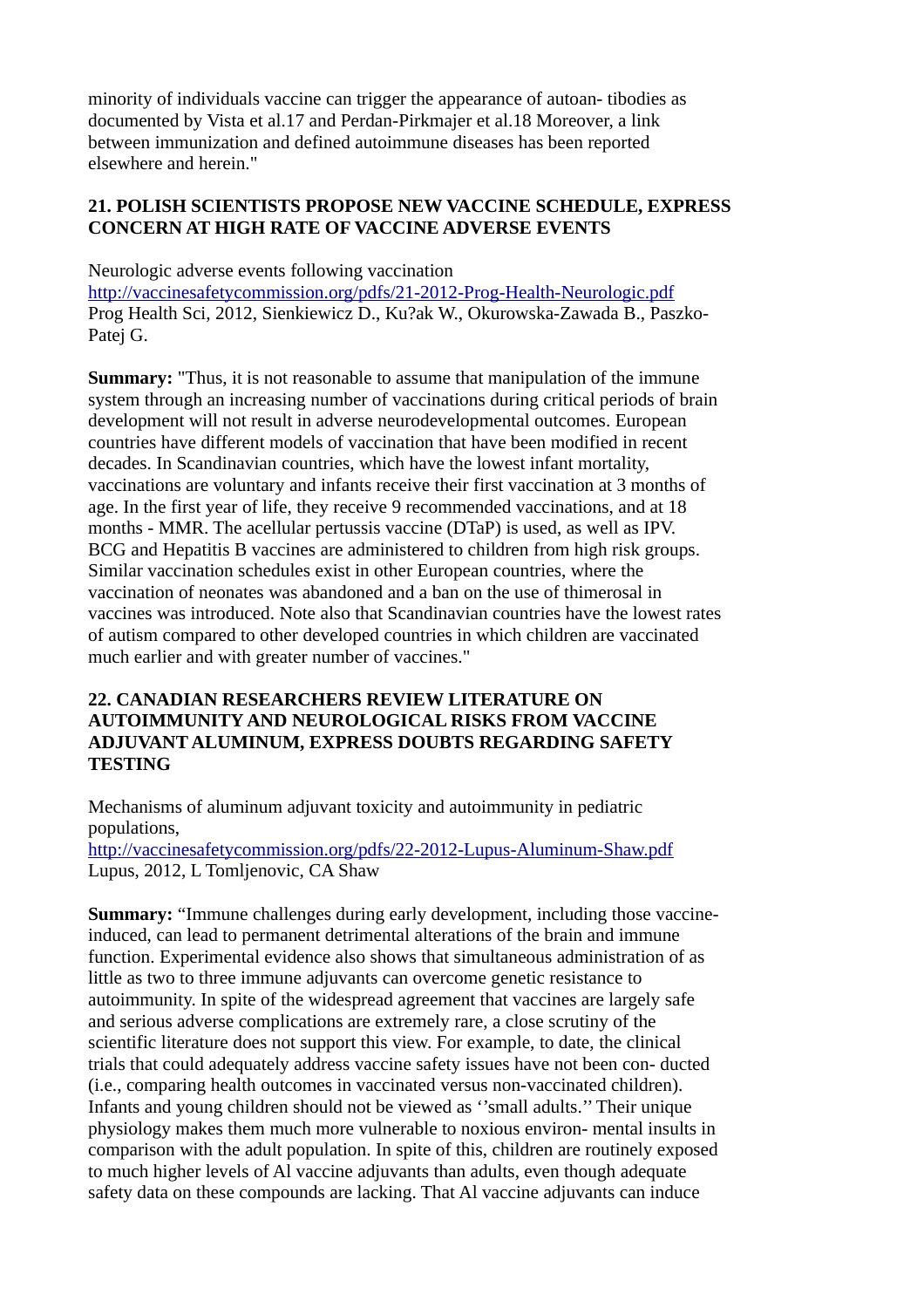minority of individuals vaccine can trigger the appearance of autoan- tibodies as documented by Vista et al.17 and Perdan-Pirkmajer et al.18 Moreover, a link between immunization and defined autoimmune diseases has been reported elsewhere and herein."

### 21. POLISH SCIENTISTS PROPOSE NEW VACCINE SCHEDULE, EXPRESS CONCERN AT HIGH RATE OF VACCINE ADVERSE EVENTS

Neurologic adverse events following vaccination
http://vaccinesafetycommission.org/pdfs/21-2012-Prog-Health-Neurologic.pdf
Prog Health Sci, 2012, Sienkiewicz D., Ku?ak W., Okurowska-Zawada B., Paszko-Patej G.

**Summary:** "Thus, it is not reasonable to assume that manipulation of the immune system through an increasing number of vaccinations during critical periods of brain development will not result in adverse neurodevelopmental outcomes. European countries have different models of vaccination that have been modified in recent decades. In Scandinavian countries, which have the lowest infant mortality, vaccinations are voluntary and infants receive their first vaccination at 3 months of age. In the first year of life, they receive 9 recommended vaccinations, and at 18 months - MMR. The acellular pertussis vaccine (DTaP) is used, as well as IPV. BCG and Hepatitis B vaccines are administered to children from high risk groups. Similar vaccination schedules exist in other European countries, where the vaccination of neonates was abandoned and a ban on the use of thimerosal in vaccines was introduced. Note also that Scandinavian countries have the lowest rates of autism compared to other developed countries in which children are vaccinated much earlier and with greater number of vaccines."

### 22. CANADIAN RESEARCHERS REVIEW LITERATURE ON AUTOIMMUNITY AND NEUROLOGICAL RISKS FROM VACCINE ADJUVANT ALUMINUM, EXPRESS DOUBTS REGARDING SAFETY TESTING

Mechanisms of aluminum adjuvant toxicity and autoimmunity in pediatric populations,
http://vaccinesafetycommission.org/pdfs/22-2012-Lupus-Aluminum-Shaw.pdf
Lupus, 2012, L Tomljenovic, CA Shaw

**Summary:** "Immune challenges during early development, including those vaccine-induced, can lead to permanent detrimental alterations of the brain and immune function. Experimental evidence also shows that simultaneous administration of as little as two to three immune adjuvants can overcome genetic resistance to autoimmunity. In spite of the widespread agreement that vaccines are largely safe and serious adverse complications are extremely rare, a close scrutiny of the scientific literature does not support this view. For example, to date, the clinical trials that could adequately address vaccine safety issues have not been con- ducted (i.e., comparing health outcomes in vaccinated versus non-vaccinated children). Infants and young children should not be viewed as ''small adults.'' Their unique physiology makes them much more vulnerable to noxious environ- mental insults in comparison with the adult population. In spite of this, children are routinely exposed to much higher levels of Al vaccine adjuvants than adults, even though adequate safety data on these compounds are lacking. That Al vaccine adjuvants can induce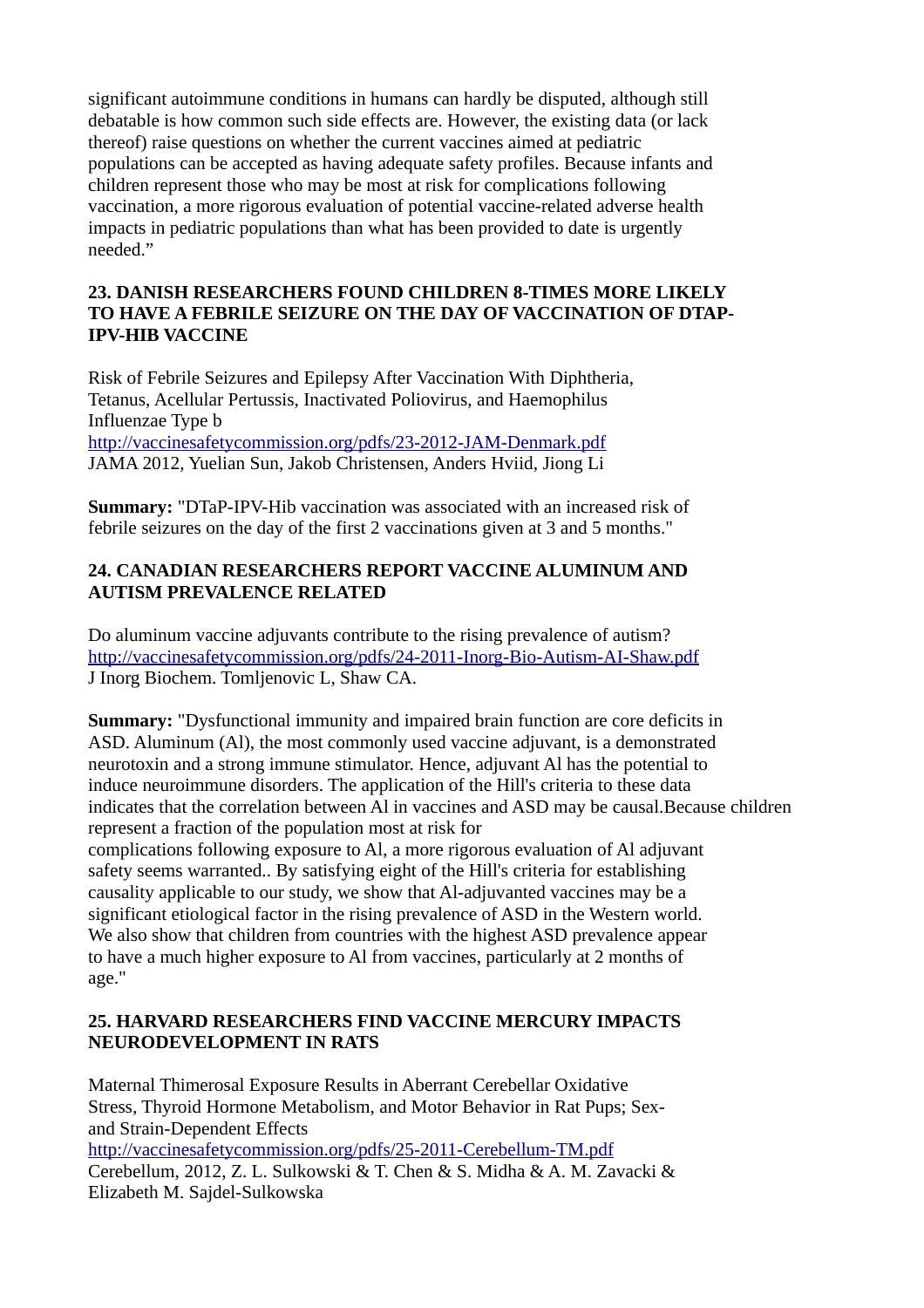significant autoimmune conditions in humans can hardly be disputed, although still debatable is how common such side effects are. However, the existing data (or lack thereof) raise questions on whether the current vaccines aimed at pediatric populations can be accepted as having adequate safety profiles. Because infants and children represent those who may be most at risk for complications following vaccination, a more rigorous evaluation of potential vaccine-related adverse health impacts in pediatric populations than what has been provided to date is urgently needed."

### 23. DANISH RESEARCHERS FOUND CHILDREN 8-TIMES MORE LIKELY TO HAVE A FEBRILE SEIZURE ON THE DAY OF VACCINATION OF DTAP-IPV-HIB VACCINE

Risk of Febrile Seizures and Epilepsy After Vaccination With Diphtheria, Tetanus, Acellular Pertussis, Inactivated Poliovirus, and Haemophilus Influenzae Type b
http://vaccinesafetycommission.org/pdfs/23-2012-JAM-Denmark.pdf
JAMA 2012, Yuelian Sun, Jakob Christensen, Anders Hviid, Jiong Li

**Summary:** "DTaP-IPV-Hib vaccination was associated with an increased risk of febrile seizures on the day of the first 2 vaccinations given at 3 and 5 months."

### 24. CANADIAN RESEARCHERS REPORT VACCINE ALUMINUM AND AUTISM PREVALENCE RELATED

Do aluminum vaccine adjuvants contribute to the rising prevalence of autism?
http://vaccinesafetycommission.org/pdfs/24-2011-Inorg-Bio-Autism-AI-Shaw.pdf
J Inorg Biochem. Tomljenovic L, Shaw CA.

**Summary:** "Dysfunctional immunity and impaired brain function are core deficits in ASD. Aluminum (Al), the most commonly used vaccine adjuvant, is a demonstrated neurotoxin and a strong immune stimulator. Hence, adjuvant Al has the potential to induce neuroimmune disorders. The application of the Hill's criteria to these data indicates that the correlation between Al in vaccines and ASD may be causal.Because children represent a fraction of the population most at risk for complications following exposure to Al, a more rigorous evaluation of Al adjuvant safety seems warranted.. By satisfying eight of the Hill's criteria for establishing causality applicable to our study, we show that Al-adjuvanted vaccines may be a significant etiological factor in the rising prevalence of ASD in the Western world. We also show that children from countries with the highest ASD prevalence appear to have a much higher exposure to Al from vaccines, particularly at 2 months of age."

### 25. HARVARD RESEARCHERS FIND VACCINE MERCURY IMPACTS NEURODEVELOPMENT IN RATS

Maternal Thimerosal Exposure Results in Aberrant Cerebellar Oxidative Stress, Thyroid Hormone Metabolism, and Motor Behavior in Rat Pups; Sex- and Strain-Dependent Effects
http://vaccinesafetycommission.org/pdfs/25-2011-Cerebellum-TM.pdf
Cerebellum, 2012, Z. L. Sulkowski & T. Chen & S. Midha & A. M. Zavacki & Elizabeth M. Sajdel-Sulkowska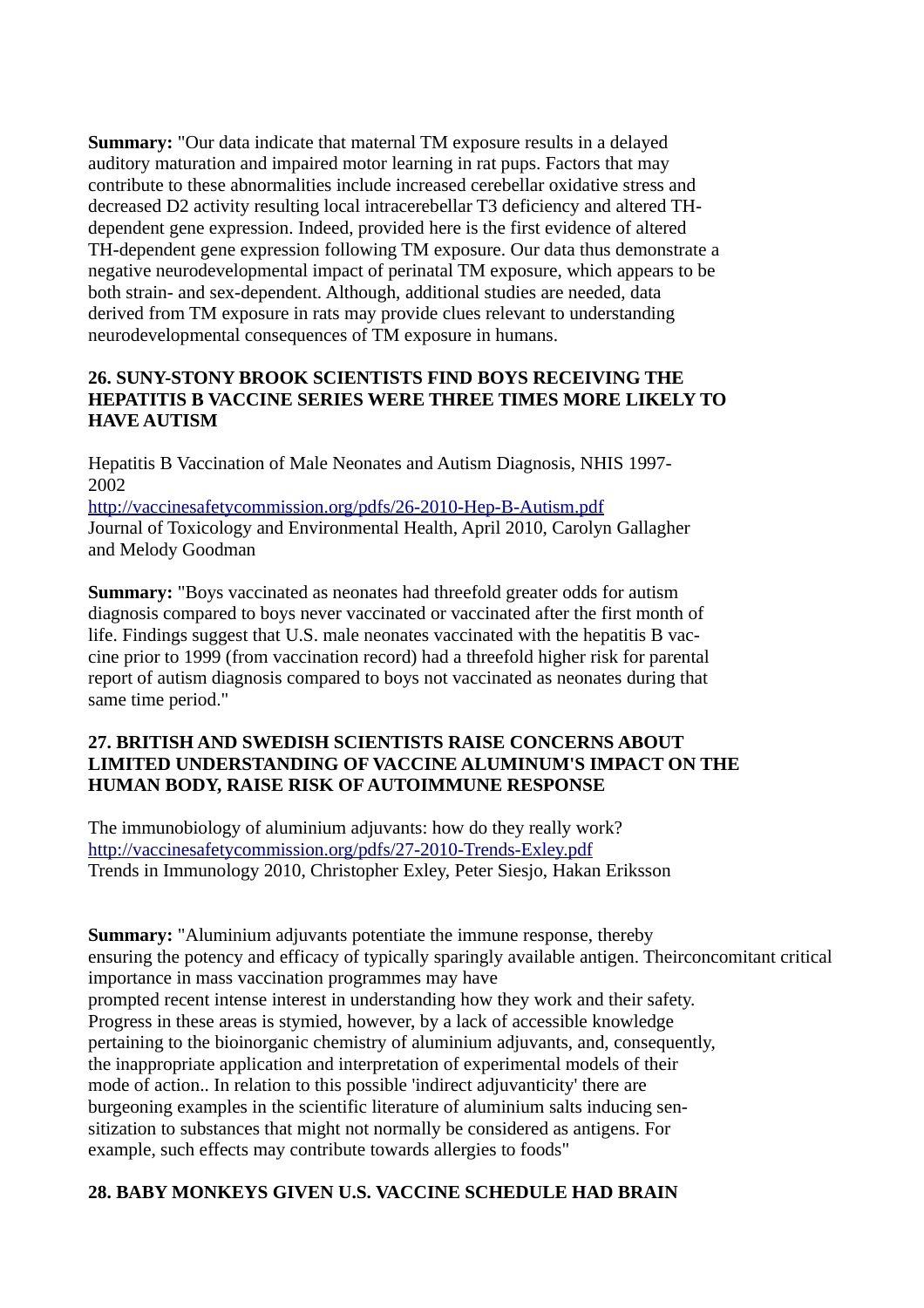**Summary:** "Our data indicate that maternal TM exposure results in a delayed auditory maturation and impaired motor learning in rat pups. Factors that may contribute to these abnormalities include increased cerebellar oxidative stress and decreased D2 activity resulting local intracerebellar T3 deficiency and altered TH-dependent gene expression. Indeed, provided here is the first evidence of altered TH-dependent gene expression following TM exposure. Our data thus demonstrate a negative neurodevelopmental impact of perinatal TM exposure, which appears to be both strain- and sex-dependent. Although, additional studies are needed, data derived from TM exposure in rats may provide clues relevant to understanding neurodevelopmental consequences of TM exposure in humans.

**26. SUNY-STONY BROOK SCIENTISTS FIND BOYS RECEIVING THE HEPATITIS B VACCINE SERIES WERE THREE TIMES MORE LIKELY TO HAVE AUTISM**

Hepatitis B Vaccination of Male Neonates and Autism Diagnosis, NHIS 1997-2002
http://vaccinesafetycommission.org/pdfs/26-2010-Hep-B-Autism.pdf
Journal of Toxicology and Environmental Health, April 2010, Carolyn Gallagher and Melody Goodman

**Summary:** "Boys vaccinated as neonates had threefold greater odds for autism diagnosis compared to boys never vaccinated or vaccinated after the first month of life. Findings suggest that U.S. male neonates vaccinated with the hepatitis B vaccine prior to 1999 (from vaccination record) had a threefold higher risk for parental report of autism diagnosis compared to boys not vaccinated as neonates during that same time period."

**27. BRITISH AND SWEDISH SCIENTISTS RAISE CONCERNS ABOUT LIMITED UNDERSTANDING OF VACCINE ALUMINUM'S IMPACT ON THE HUMAN BODY, RAISE RISK OF AUTOIMMUNE RESPONSE**

The immunobiology of aluminium adjuvants: how do they really work?
http://vaccinesafetycommission.org/pdfs/27-2010-Trends-Exley.pdf
Trends in Immunology 2010, Christopher Exley, Peter Siesjo, Hakan Eriksson

**Summary:** "Aluminium adjuvants potentiate the immune response, thereby ensuring the potency and efficacy of typically sparingly available antigen. Theirconcomitant critical importance in mass vaccination programmes may have prompted recent intense interest in understanding how they work and their safety. Progress in these areas is stymied, however, by a lack of accessible knowledge pertaining to the bioinorganic chemistry of aluminium adjuvants, and, consequently, the inappropriate application and interpretation of experimental models of their mode of action.. In relation to this possible 'indirect adjuvanticity' there are burgeoning examples in the scientific literature of aluminium salts inducing sensitization to substances that might not normally be considered as antigens. For example, such effects may contribute towards allergies to foods"

**28. BABY MONKEYS GIVEN U.S. VACCINE SCHEDULE HAD BRAIN**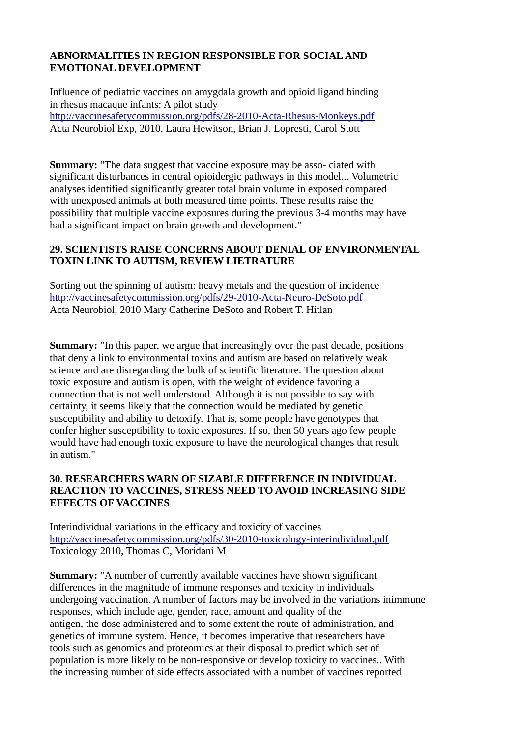**ABNORMALITIES IN REGION RESPONSIBLE FOR SOCIAL AND EMOTIONAL DEVELOPMENT**

Influence of pediatric vaccines on amygdala growth and opioid ligand binding in rhesus macaque infants: A pilot study
http://vaccinesafetycommission.org/pdfs/28-2010-Acta-Rhesus-Monkeys.pdf
Acta Neurobiol Exp, 2010, Laura Hewitson, Brian J. Lopresti, Carol Stott

**Summary:** "The data suggest that vaccine exposure may be asso- ciated with significant disturbances in central opioidergic pathways in this model... Volumetric analyses identified significantly greater total brain volume in exposed compared with unexposed animals at both measured time points. These results raise the possibility that multiple vaccine exposures during the previous 3-4 months may have had a significant impact on brain growth and development."

**29. SCIENTISTS RAISE CONCERNS ABOUT DENIAL OF ENVIRONMENTAL TOXIN LINK TO AUTISM, REVIEW LIETRATURE**

Sorting out the spinning of autism: heavy metals and the question of incidence
http://vaccinesafetycommission.org/pdfs/29-2010-Acta-Neuro-DeSoto.pdf
Acta Neurobiol, 2010 Mary Catherine DeSoto and Robert T. Hitlan

**Summary:** "In this paper, we argue that increasingly over the past decade, positions that deny a link to environmental toxins and autism are based on relatively weak science and are disregarding the bulk of scientific literature. The question about toxic exposure and autism is open, with the weight of evidence favoring a connection that is not well understood. Although it is not possible to say with certainty, it seems likely that the connection would be mediated by genetic susceptibility and ability to detoxify. That is, some people have genotypes that confer higher susceptibility to toxic exposures. If so, then 50 years ago few people would have had enough toxic exposure to have the neurological changes that result in autism."

**30. RESEARCHERS WARN OF SIZABLE DIFFERENCE IN INDIVIDUAL REACTION TO VACCINES, STRESS NEED TO AVOID INCREASING SIDE EFFECTS OF VACCINES**

Interindividual variations in the efficacy and toxicity of vaccines
http://vaccinesafetycommission.org/pdfs/30-2010-toxicology-interindividual.pdf
Toxicology 2010, Thomas C, Moridani M

**Summary:** "A number of currently available vaccines have shown significant differences in the magnitude of immune responses and toxicity in individuals undergoing vaccination. A number of factors may be involved in the variations inimmune responses, which include age, gender, race, amount and quality of the antigen, the dose administered and to some extent the route of administration, and genetics of immune system. Hence, it becomes imperative that researchers have tools such as genomics and proteomics at their disposal to predict which set of population is more likely to be non-responsive or develop toxicity to vaccines.. With the increasing number of side effects associated with a number of vaccines reported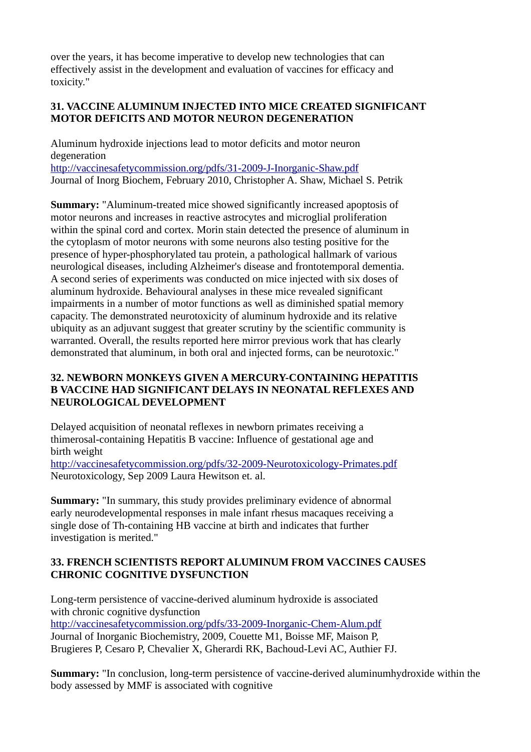over the years, it has become imperative to develop new technologies that can effectively assist in the development and evaluation of vaccines for efficacy and toxicity."

**31. VACCINE ALUMINUM INJECTED INTO MICE CREATED SIGNIFICANT MOTOR DEFICITS AND MOTOR NEURON DEGENERATION**

Aluminum hydroxide injections lead to motor deficits and motor neuron degeneration
http://vaccinesafetycommission.org/pdfs/31-2009-J-Inorganic-Shaw.pdf
Journal of Inorg Biochem, February 2010, Christopher A. Shaw, Michael S. Petrik

**Summary:** "Aluminum-treated mice showed significantly increased apoptosis of motor neurons and increases in reactive astrocytes and microglial proliferation within the spinal cord and cortex. Morin stain detected the presence of aluminum in the cytoplasm of motor neurons with some neurons also testing positive for the presence of hyper-phosphorylated tau protein, a pathological hallmark of various neurological diseases, including Alzheimer's disease and frontotemporal dementia. A second series of experiments was conducted on mice injected with six doses of aluminum hydroxide. Behavioural analyses in these mice revealed significant impairments in a number of motor functions as well as diminished spatial memory capacity. The demonstrated neurotoxicity of aluminum hydroxide and its relative ubiquity as an adjuvant suggest that greater scrutiny by the scientific community is warranted. Overall, the results reported here mirror previous work that has clearly demonstrated that aluminum, in both oral and injected forms, can be neurotoxic."

**32. NEWBORN MONKEYS GIVEN A MERCURY-CONTAINING HEPATITIS B VACCINE HAD SIGNIFICANT DELAYS IN NEONATAL REFLEXES AND NEUROLOGICAL DEVELOPMENT**

Delayed acquisition of neonatal reflexes in newborn primates receiving a thimerosal-containing Hepatitis B vaccine: Influence of gestational age and birth weight
http://vaccinesafetycommission.org/pdfs/32-2009-Neurotoxicology-Primates.pdf
Neurotoxicology, Sep 2009 Laura Hewitson et. al.

**Summary:** "In summary, this study provides preliminary evidence of abnormal early neurodevelopmental responses in male infant rhesus macaques receiving a single dose of Th-containing HB vaccine at birth and indicates that further investigation is merited."

**33. FRENCH SCIENTISTS REPORT ALUMINUM FROM VACCINES CAUSES CHRONIC COGNITIVE DYSFUNCTION**

Long-term persistence of vaccine-derived aluminum hydroxide is associated with chronic cognitive dysfunction
http://vaccinesafetycommission.org/pdfs/33-2009-Inorganic-Chem-Alum.pdf
Journal of Inorganic Biochemistry, 2009, Couette M1, Boisse MF, Maison P, Brugieres P, Cesaro P, Chevalier X, Gherardi RK, Bachoud-Levi AC, Authier FJ.

**Summary:** "In conclusion, long-term persistence of vaccine-derived aluminumhydroxide within the body assessed by MMF is associated with cognitive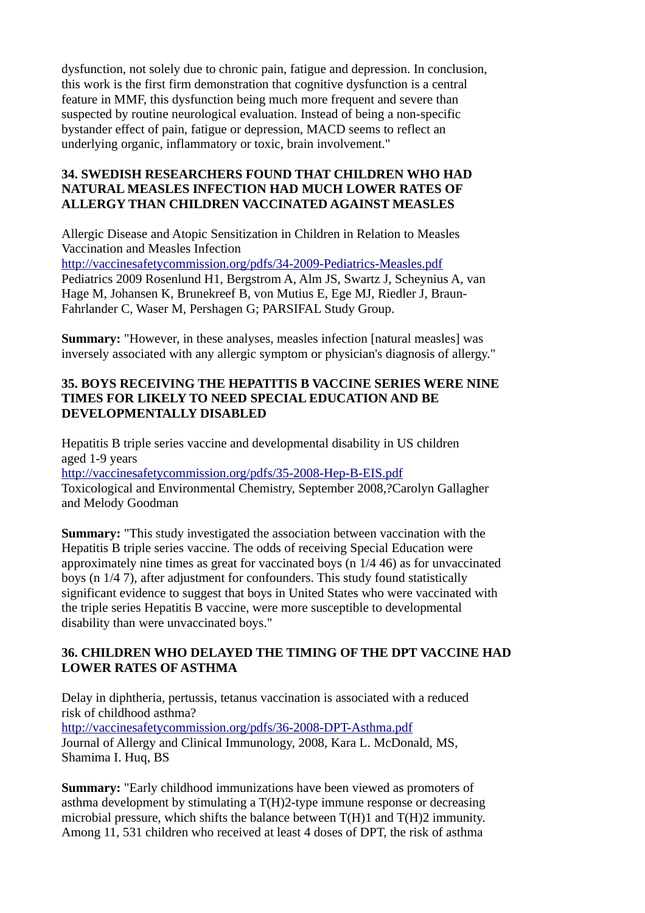dysfunction, not solely due to chronic pain, fatigue and depression. In conclusion, this work is the first firm demonstration that cognitive dysfunction is a central feature in MMF, this dysfunction being much more frequent and severe than suspected by routine neurological evaluation. Instead of being a non-specific bystander effect of pain, fatigue or depression, MACD seems to reflect an underlying organic, inflammatory or toxic, brain involvement."

**34. SWEDISH RESEARCHERS FOUND THAT CHILDREN WHO HAD NATURAL MEASLES INFECTION HAD MUCH LOWER RATES OF ALLERGY THAN CHILDREN VACCINATED AGAINST MEASLES**

Allergic Disease and Atopic Sensitization in Children in Relation to Measles Vaccination and Measles Infection
http://vaccinesafetycommission.org/pdfs/34-2009-Pediatrics-Measles.pdf
Pediatrics 2009 Rosenlund H1, Bergstrom A, Alm JS, Swartz J, Scheynius A, van Hage M, Johansen K, Brunekreef B, von Mutius E, Ege MJ, Riedler J, Braun-Fahrlander C, Waser M, Pershagen G; PARSIFAL Study Group.

**Summary:** "However, in these analyses, measles infection [natural measles] was inversely associated with any allergic symptom or physician's diagnosis of allergy."

**35. BOYS RECEIVING THE HEPATITIS B VACCINE SERIES WERE NINE TIMES FOR LIKELY TO NEED SPECIAL EDUCATION AND BE DEVELOPMENTALLY DISABLED**

Hepatitis B triple series vaccine and developmental disability in US children aged 1-9 years
http://vaccinesafetycommission.org/pdfs/35-2008-Hep-B-EIS.pdf
Toxicological and Environmental Chemistry, September 2008,?Carolyn Gallagher and Melody Goodman

**Summary:** "This study investigated the association between vaccination with the Hepatitis B triple series vaccine. The odds of receiving Special Education were approximately nine times as great for vaccinated boys (n 1/4 46) as for unvaccinated boys (n 1/4 7), after adjustment for confounders. This study found statistically significant evidence to suggest that boys in United States who were vaccinated with the triple series Hepatitis B vaccine, were more susceptible to developmental disability than were unvaccinated boys."

**36. CHILDREN WHO DELAYED THE TIMING OF THE DPT VACCINE HAD LOWER RATES OF ASTHMA**

Delay in diphtheria, pertussis, tetanus vaccination is associated with a reduced risk of childhood asthma?
http://vaccinesafetycommission.org/pdfs/36-2008-DPT-Asthma.pdf
Journal of Allergy and Clinical Immunology, 2008, Kara L. McDonald, MS, Shamima I. Huq, BS

**Summary:** "Early childhood immunizations have been viewed as promoters of asthma development by stimulating a T(H)2-type immune response or decreasing microbial pressure, which shifts the balance between T(H)1 and T(H)2 immunity. Among 11, 531 children who received at least 4 doses of DPT, the risk of asthma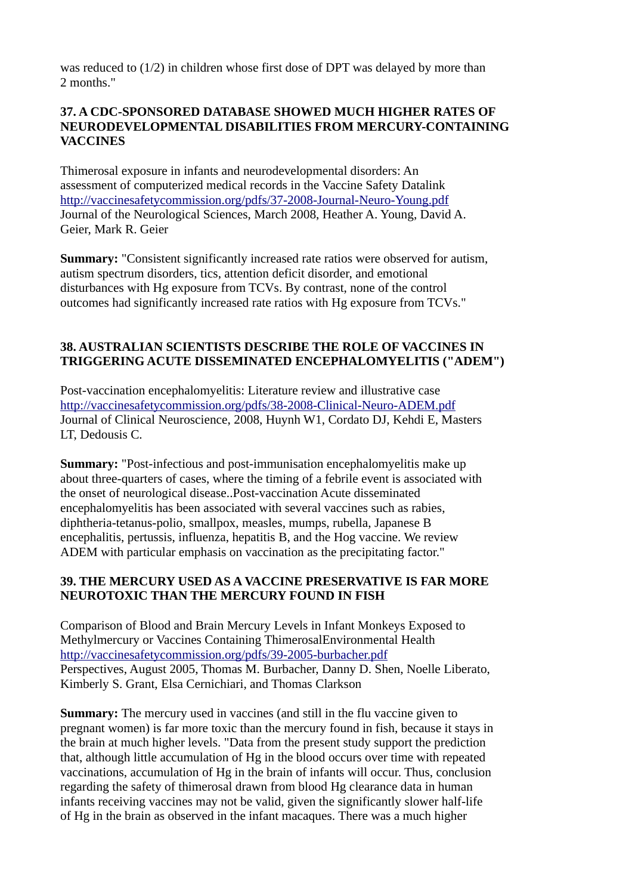was reduced to (1/2) in children whose first dose of DPT was delayed by more than 2 months."

**37. A CDC-SPONSORED DATABASE SHOWED MUCH HIGHER RATES OF NEURODEVELOPMENTAL DISABILITIES FROM MERCURY-CONTAINING VACCINES**

Thimerosal exposure in infants and neurodevelopmental disorders: An assessment of computerized medical records in the Vaccine Safety Datalink
http://vaccinesafetycommission.org/pdfs/37-2008-Journal-Neuro-Young.pdf
Journal of the Neurological Sciences, March 2008, Heather A. Young, David A. Geier, Mark R. Geier

**Summary:** "Consistent significantly increased rate ratios were observed for autism, autism spectrum disorders, tics, attention deficit disorder, and emotional disturbances with Hg exposure from TCVs. By contrast, none of the control outcomes had significantly increased rate ratios with Hg exposure from TCVs."

**38. AUSTRALIAN SCIENTISTS DESCRIBE THE ROLE OF VACCINES IN TRIGGERING ACUTE DISSEMINATED ENCEPHALOMYELITIS ("ADEM")**

Post-vaccination encephalomyelitis: Literature review and illustrative case
http://vaccinesafetycommission.org/pdfs/38-2008-Clinical-Neuro-ADEM.pdf
Journal of Clinical Neuroscience, 2008, Huynh W1, Cordato DJ, Kehdi E, Masters LT, Dedousis C.

**Summary:** "Post-infectious and post-immunisation encephalomyelitis make up about three-quarters of cases, where the timing of a febrile event is associated with the onset of neurological disease..Post-vaccination Acute disseminated encephalomyelitis has been associated with several vaccines such as rabies, diphtheria-tetanus-polio, smallpox, measles, mumps, rubella, Japanese B encephalitis, pertussis, influenza, hepatitis B, and the Hog vaccine. We review ADEM with particular emphasis on vaccination as the precipitating factor."

**39. THE MERCURY USED AS A VACCINE PRESERVATIVE IS FAR MORE NEUROTOXIC THAN THE MERCURY FOUND IN FISH**

Comparison of Blood and Brain Mercury Levels in Infant Monkeys Exposed to Methylmercury or Vaccines Containing ThimerosalEnvironmental Health
http://vaccinesafetycommission.org/pdfs/39-2005-burbacher.pdf
Perspectives, August 2005, Thomas M. Burbacher, Danny D. Shen, Noelle Liberato, Kimberly S. Grant, Elsa Cernichiari, and Thomas Clarkson

**Summary:** The mercury used in vaccines (and still in the flu vaccine given to pregnant women) is far more toxic than the mercury found in fish, because it stays in the brain at much higher levels. "Data from the present study support the prediction that, although little accumulation of Hg in the blood occurs over time with repeated vaccinations, accumulation of Hg in the brain of infants will occur. Thus, conclusion regarding the safety of thimerosal drawn from blood Hg clearance data in human infants receiving vaccines may not be valid, given the significantly slower half-life of Hg in the brain as observed in the infant macaques. There was a much higher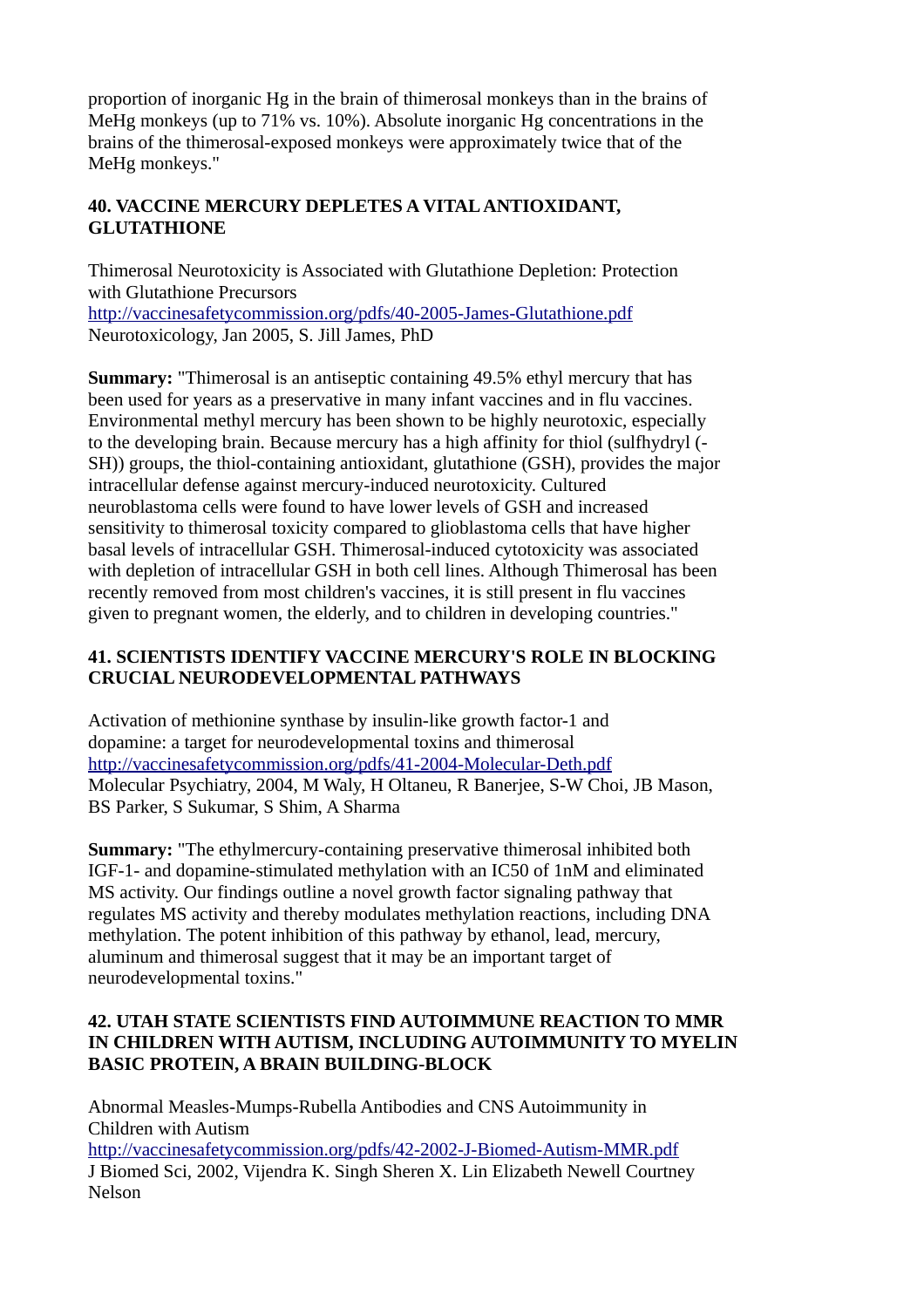proportion of inorganic Hg in the brain of thimerosal monkeys than in the brains of MeHg monkeys (up to 71% vs. 10%). Absolute inorganic Hg concentrations in the brains of the thimerosal-exposed monkeys were approximately twice that of the MeHg monkeys."

**40. VACCINE MERCURY DEPLETES A VITAL ANTIOXIDANT, GLUTATHIONE**

Thimerosal Neurotoxicity is Associated with Glutathione Depletion: Protection with Glutathione Precursors
http://vaccinesafetycommission.org/pdfs/40-2005-James-Glutathione.pdf
Neurotoxicology, Jan 2005, S. Jill James, PhD

**Summary:** "Thimerosal is an antiseptic containing 49.5% ethyl mercury that has been used for years as a preservative in many infant vaccines and in flu vaccines. Environmental methyl mercury has been shown to be highly neurotoxic, especially to the developing brain. Because mercury has a high affinity for thiol (sulfhydryl (-SH)) groups, the thiol-containing antioxidant, glutathione (GSH), provides the major intracellular defense against mercury-induced neurotoxicity. Cultured neuroblastoma cells were found to have lower levels of GSH and increased sensitivity to thimerosal toxicity compared to glioblastoma cells that have higher basal levels of intracellular GSH. Thimerosal-induced cytotoxicity was associated with depletion of intracellular GSH in both cell lines. Although Thimerosal has been recently removed from most children's vaccines, it is still present in flu vaccines given to pregnant women, the elderly, and to children in developing countries."

**41. SCIENTISTS IDENTIFY VACCINE MERCURY'S ROLE IN BLOCKING CRUCIAL NEURODEVELOPMENTAL PATHWAYS**

Activation of methionine synthase by insulin-like growth factor-1 and dopamine: a target for neurodevelopmental toxins and thimerosal
http://vaccinesafetycommission.org/pdfs/41-2004-Molecular-Deth.pdf
Molecular Psychiatry, 2004, M Waly, H Oltaneu, R Banerjee, S-W Choi, JB Mason, BS Parker, S Sukumar, S Shim, A Sharma

**Summary:** "The ethylmercury-containing preservative thimerosal inhibited both IGF-1- and dopamine-stimulated methylation with an IC50 of 1nM and eliminated MS activity. Our findings outline a novel growth factor signaling pathway that regulates MS activity and thereby modulates methylation reactions, including DNA methylation. The potent inhibition of this pathway by ethanol, lead, mercury, aluminum and thimerosal suggest that it may be an important target of neurodevelopmental toxins."

**42. UTAH STATE SCIENTISTS FIND AUTOIMMUNE REACTION TO MMR IN CHILDREN WITH AUTISM, INCLUDING AUTOIMMUNITY TO MYELIN BASIC PROTEIN, A BRAIN BUILDING-BLOCK**

Abnormal Measles-Mumps-Rubella Antibodies and CNS Autoimmunity in Children with Autism
http://vaccinesafetycommission.org/pdfs/42-2002-J-Biomed-Autism-MMR.pdf
J Biomed Sci, 2002, Vijendra K. Singh Sheren X. Lin Elizabeth Newell Courtney Nelson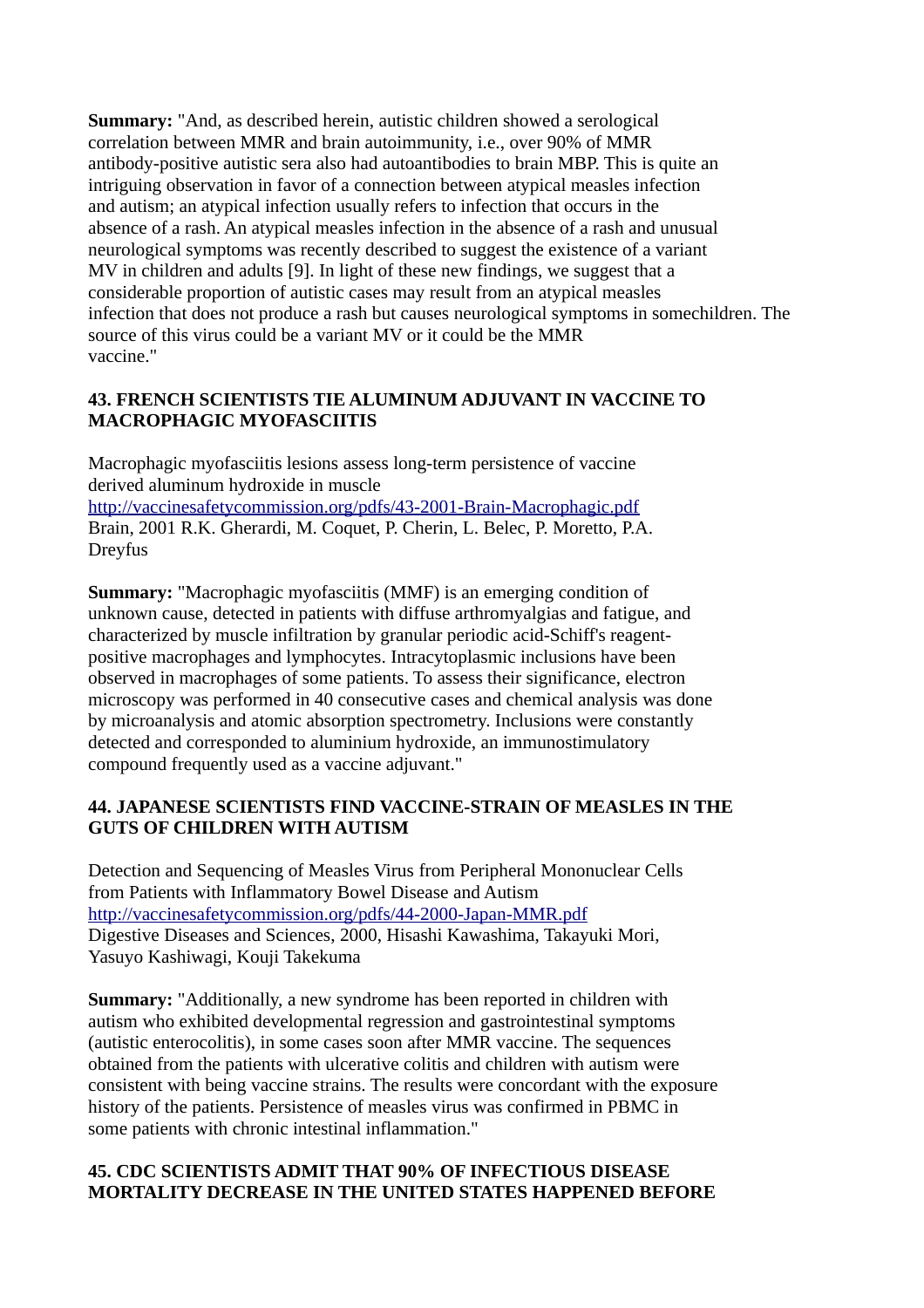**Summary:** "And, as described herein, autistic children showed a serological correlation between MMR and brain autoimmunity, i.e., over 90% of MMR antibody-positive autistic sera also had autoantibodies to brain MBP. This is quite an intriguing observation in favor of a connection between atypical measles infection and autism; an atypical infection usually refers to infection that occurs in the absence of a rash. An atypical measles infection in the absence of a rash and unusual neurological symptoms was recently described to suggest the existence of a variant MV in children and adults [9]. In light of these new findings, we suggest that a considerable proportion of autistic cases may result from an atypical measles infection that does not produce a rash but causes neurological symptoms in somechildren. The source of this virus could be a variant MV or it could be the MMR vaccine."

**43. FRENCH SCIENTISTS TIE ALUMINUM ADJUVANT IN VACCINE TO MACROPHAGIC MYOFASCIITIS**

Macrophagic myofasciitis lesions assess long-term persistence of vaccine derived aluminum hydroxide in muscle
http://vaccinesafetycommission.org/pdfs/43-2001-Brain-Macrophagic.pdf
Brain, 2001 R.K. Gherardi, M. Coquet, P. Cherin, L. Belec, P. Moretto, P.A. Dreyfus

**Summary:** "Macrophagic myofasciitis (MMF) is an emerging condition of unknown cause, detected in patients with diffuse arthromyalgias and fatigue, and characterized by muscle infiltration by granular periodic acid-Schiff's reagent-positive macrophages and lymphocytes. Intracytoplasmic inclusions have been observed in macrophages of some patients. To assess their significance, electron microscopy was performed in 40 consecutive cases and chemical analysis was done by microanalysis and atomic absorption spectrometry. Inclusions were constantly detected and corresponded to aluminium hydroxide, an immunostimulatory compound frequently used as a vaccine adjuvant."

**44. JAPANESE SCIENTISTS FIND VACCINE-STRAIN OF MEASLES IN THE GUTS OF CHILDREN WITH AUTISM**

Detection and Sequencing of Measles Virus from Peripheral Mononuclear Cells from Patients with Inflammatory Bowel Disease and Autism
http://vaccinesafetycommission.org/pdfs/44-2000-Japan-MMR.pdf
Digestive Diseases and Sciences, 2000, Hisashi Kawashima, Takayuki Mori, Yasuyo Kashiwagi, Kouji Takekuma

**Summary:** "Additionally, a new syndrome has been reported in children with autism who exhibited developmental regression and gastrointestinal symptoms (autistic enterocolitis), in some cases soon after MMR vaccine. The sequences obtained from the patients with ulcerative colitis and children with autism were consistent with being vaccine strains. The results were concordant with the exposure history of the patients. Persistence of measles virus was confirmed in PBMC in some patients with chronic intestinal inflammation."

**45. CDC SCIENTISTS ADMIT THAT 90% OF INFECTIOUS DISEASE MORTALITY DECREASE IN THE UNITED STATES HAPPENED BEFORE**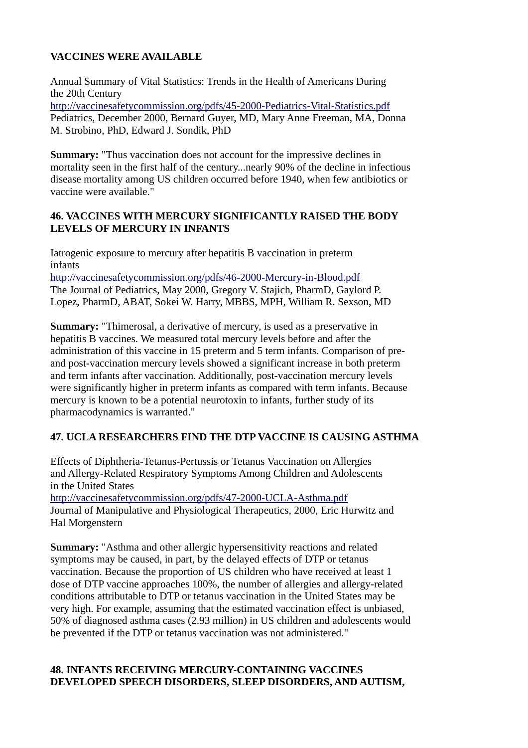**VACCINES WERE AVAILABLE**

Annual Summary of Vital Statistics: Trends in the Health of Americans During the 20th Century
http://vaccinesafetycommission.org/pdfs/45-2000-Pediatrics-Vital-Statistics.pdf
Pediatrics, December 2000, Bernard Guyer, MD, Mary Anne Freeman, MA, Donna M. Strobino, PhD, Edward J. Sondik, PhD

**Summary:** "Thus vaccination does not account for the impressive declines in mortality seen in the first half of the century...nearly 90% of the decline in infectious disease mortality among US children occurred before 1940, when few antibiotics or vaccine were available."

**46. VACCINES WITH MERCURY SIGNIFICANTLY RAISED THE BODY LEVELS OF MERCURY IN INFANTS**

Iatrogenic exposure to mercury after hepatitis B vaccination in preterm infants
http://vaccinesafetycommission.org/pdfs/46-2000-Mercury-in-Blood.pdf
The Journal of Pediatrics, May 2000, Gregory V. Stajich, PharmD, Gaylord P. Lopez, PharmD, ABAT, Sokei W. Harry, MBBS, MPH, William R. Sexson, MD

**Summary:** "Thimerosal, a derivative of mercury, is used as a preservative in hepatitis B vaccines. We measured total mercury levels before and after the administration of this vaccine in 15 preterm and 5 term infants. Comparison of pre- and post-vaccination mercury levels showed a significant increase in both preterm and term infants after vaccination. Additionally, post-vaccination mercury levels were significantly higher in preterm infants as compared with term infants. Because mercury is known to be a potential neurotoxin to infants, further study of its pharmacodynamics is warranted."

**47. UCLA RESEARCHERS FIND THE DTP VACCINE IS CAUSING ASTHMA**

Effects of Diphtheria-Tetanus-Pertussis or Tetanus Vaccination on Allergies and Allergy-Related Respiratory Symptoms Among Children and Adolescents in the United States
http://vaccinesafetycommission.org/pdfs/47-2000-UCLA-Asthma.pdf
Journal of Manipulative and Physiological Therapeutics, 2000, Eric Hurwitz and Hal Morgenstern

**Summary:** "Asthma and other allergic hypersensitivity reactions and related symptoms may be caused, in part, by the delayed effects of DTP or tetanus vaccination. Because the proportion of US children who have received at least 1 dose of DTP vaccine approaches 100%, the number of allergies and allergy-related conditions attributable to DTP or tetanus vaccination in the United States may be very high. For example, assuming that the estimated vaccination effect is unbiased, 50% of diagnosed asthma cases (2.93 million) in US children and adolescents would be prevented if the DTP or tetanus vaccination was not administered."

**48. INFANTS RECEIVING MERCURY-CONTAINING VACCINES DEVELOPED SPEECH DISORDERS, SLEEP DISORDERS, AND AUTISM,**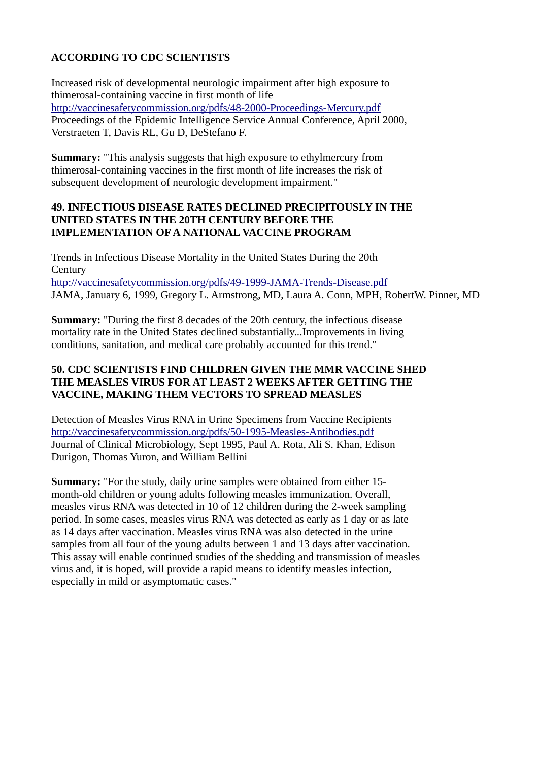**ACCORDING TO CDC SCIENTISTS**

Increased risk of developmental neurologic impairment after high exposure to thimerosal-containing vaccine in first month of life
http://vaccinesafetycommission.org/pdfs/48-2000-Proceedings-Mercury.pdf
Proceedings of the Epidemic Intelligence Service Annual Conference, April 2000, Verstraeten T, Davis RL, Gu D, DeStefano F.

**Summary:** "This analysis suggests that high exposure to ethylmercury from thimerosal-containing vaccines in the first month of life increases the risk of subsequent development of neurologic development impairment."

**49. INFECTIOUS DISEASE RATES DECLINED PRECIPITOUSLY IN THE UNITED STATES IN THE 20TH CENTURY BEFORE THE IMPLEMENTATION OF A NATIONAL VACCINE PROGRAM**

Trends in Infectious Disease Mortality in the United States During the 20th Century
http://vaccinesafetycommission.org/pdfs/49-1999-JAMA-Trends-Disease.pdf
JAMA, January 6, 1999, Gregory L. Armstrong, MD, Laura A. Conn, MPH, RobertW. Pinner, MD

**Summary:** "During the first 8 decades of the 20th century, the infectious disease mortality rate in the United States declined substantially...Improvements in living conditions, sanitation, and medical care probably accounted for this trend."

**50. CDC SCIENTISTS FIND CHILDREN GIVEN THE MMR VACCINE SHED THE MEASLES VIRUS FOR AT LEAST 2 WEEKS AFTER GETTING THE VACCINE, MAKING THEM VECTORS TO SPREAD MEASLES**

Detection of Measles Virus RNA in Urine Specimens from Vaccine Recipients
http://vaccinesafetycommission.org/pdfs/50-1995-Measles-Antibodies.pdf
Journal of Clinical Microbiology, Sept 1995, Paul A. Rota, Ali S. Khan, Edison Durigon, Thomas Yuron, and William Bellini

**Summary:** "For the study, daily urine samples were obtained from either 15-month-old children or young adults following measles immunization. Overall, measles virus RNA was detected in 10 of 12 children during the 2-week sampling period. In some cases, measles virus RNA was detected as early as 1 day or as late as 14 days after vaccination. Measles virus RNA was also detected in the urine samples from all four of the young adults between 1 and 13 days after vaccination. This assay will enable continued studies of the shedding and transmission of measles virus and, it is hoped, will provide a rapid means to identify measles infection, especially in mild or asymptomatic cases."